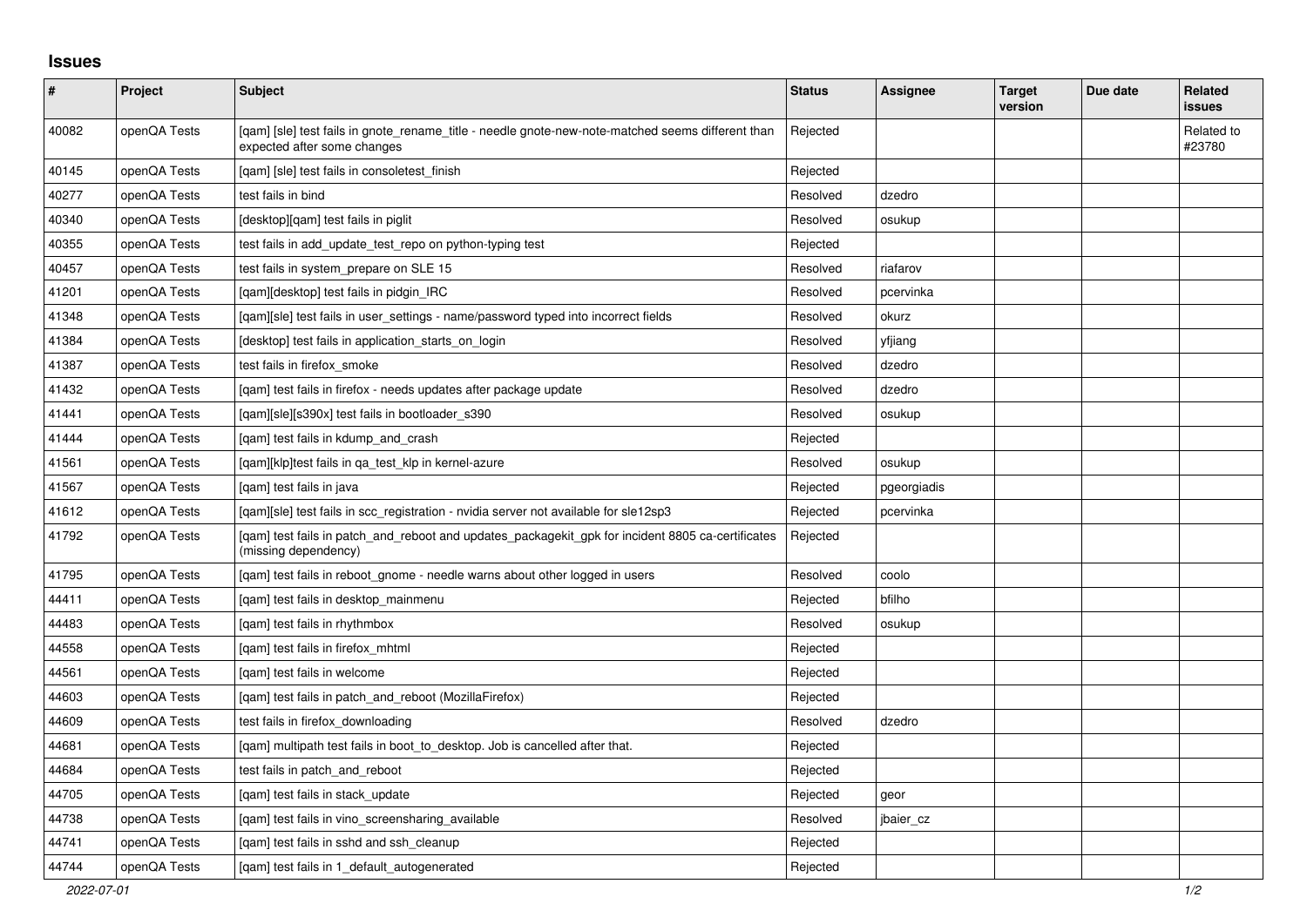## Issues

| # | Project | Subject | Status | Assignee | Target version | Due date | Related issues |
|---|---|---|---|---|---|---|---|
| 40082 | openQA Tests | [qam] [sle] test fails in gnote_rename_title - needle gnote-new-note-matched seems different than expected after some changes | Rejected | | | | Related to #23780 |
| 40145 | openQA Tests | [qam] [sle] test fails in consoletest_finish | Rejected | | | | |
| 40277 | openQA Tests | test fails in bind | Resolved | dzedro | | | |
| 40340 | openQA Tests | [desktop][qam] test fails in piglit | Resolved | osukup | | | |
| 40355 | openQA Tests | test fails in add_update_test_repo on python-typing test | Rejected | | | | |
| 40457 | openQA Tests | test fails in system_prepare on SLE 15 | Resolved | riafarov | | | |
| 41201 | openQA Tests | [qam][desktop] test fails in pidgin_IRC | Resolved | pcervinka | | | |
| 41348 | openQA Tests | [qam][sle] test fails in user_settings - name/password typed into incorrect fields | Resolved | okurz | | | |
| 41384 | openQA Tests | [desktop] test fails in application_starts_on_login | Resolved | yfjiang | | | |
| 41387 | openQA Tests | test fails in firefox_smoke | Resolved | dzedro | | | |
| 41432 | openQA Tests | [qam] test fails in firefox - needs updates after package update | Resolved | dzedro | | | |
| 41441 | openQA Tests | [qam][sle][s390x] test fails in bootloader_s390 | Resolved | osukup | | | |
| 41444 | openQA Tests | [qam] test fails in kdump_and_crash | Rejected | | | | |
| 41561 | openQA Tests | [qam][klp]test fails in qa_test_klp in kernel-azure | Resolved | osukup | | | |
| 41567 | openQA Tests | [qam] test fails in java | Rejected | pgeorgiadis | | | |
| 41612 | openQA Tests | [qam][sle] test fails in scc_registration - nvidia server not available for sle12sp3 | Rejected | pcervinka | | | |
| 41792 | openQA Tests | [qam] test fails in patch_and_reboot and updates_packagekit_gpk for incident 8805 ca-certificates (missing dependency) | Rejected | | | | |
| 41795 | openQA Tests | [qam] test fails in reboot_gnome - needle warns about other logged in users | Resolved | coolo | | | |
| 44411 | openQA Tests | [qam] test fails in desktop_mainmenu | Rejected | bfilho | | | |
| 44483 | openQA Tests | [qam] test fails in rhythmbox | Resolved | osukup | | | |
| 44558 | openQA Tests | [qam] test fails in firefox_mhtml | Rejected | | | | |
| 44561 | openQA Tests | [qam] test fails in welcome | Rejected | | | | |
| 44603 | openQA Tests | [qam] test fails in patch_and_reboot (MozillaFirefox) | Rejected | | | | |
| 44609 | openQA Tests | test fails in firefox_downloading | Resolved | dzedro | | | |
| 44681 | openQA Tests | [qam] multipath test fails in boot_to_desktop. Job is cancelled after that. | Rejected | | | | |
| 44684 | openQA Tests | test fails in patch_and_reboot | Rejected | | | | |
| 44705 | openQA Tests | [qam] test fails in stack_update | Rejected | geor | | | |
| 44738 | openQA Tests | [qam] test fails in vino_screensharing_available | Resolved | jbaier_cz | | | |
| 44741 | openQA Tests | [qam] test fails in sshd and ssh_cleanup | Rejected | | | | |
| 44744 | openQA Tests | [qam] test fails in 1_default_autogenerated | Rejected | | | | |

*2022-07-01*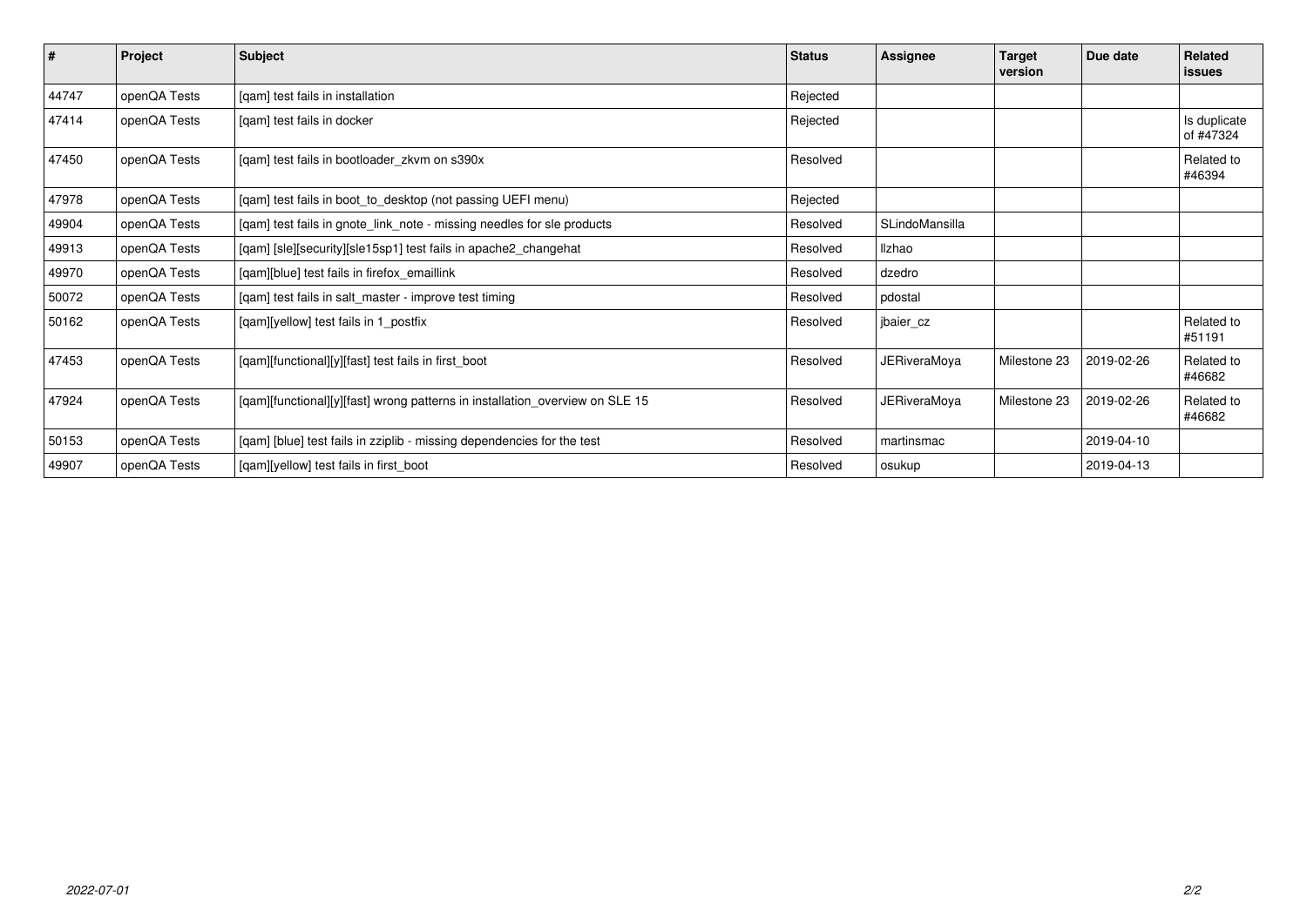| # | Project | Subject | Status | Assignee | Target version | Due date | Related issues |
|---|---|---|---|---|---|---|---|
| 44747 | openQA Tests | [qam] test fails in installation | Rejected | | | | |
| 47414 | openQA Tests | [qam] test fails in docker | Rejected | | | | Is duplicate of #47324 |
| 47450 | openQA Tests | [qam] test fails in bootloader_zkvm on s390x | Resolved | | | | Related to #46394 |
| 47978 | openQA Tests | [qam] test fails in boot_to_desktop (not passing UEFI menu) | Rejected | | | | |
| 49904 | openQA Tests | [qam] test fails in gnote_link_note - missing needles for sle products | Resolved | SLindoMansilla | | | |
| 49913 | openQA Tests | [qam] [sle][security][sle15sp1] test fails in apache2_changehat | Resolved | llzhao | | | |
| 49970 | openQA Tests | [qam][blue] test fails in firefox_emaillink | Resolved | dzedro | | | |
| 50072 | openQA Tests | [qam] test fails in salt_master - improve test timing | Resolved | pdostal | | | |
| 50162 | openQA Tests | [qam][yellow] test fails in 1_postfix | Resolved | jbaier_cz | | | Related to #51191 |
| 47453 | openQA Tests | [qam][functional][y][fast] test fails in first_boot | Resolved | JERiveraMoya | Milestone 23 | 2019-02-26 | Related to #46682 |
| 47924 | openQA Tests | [qam][functional][y][fast] wrong patterns in installation_overview on SLE 15 | Resolved | JERiveraMoya | Milestone 23 | 2019-02-26 | Related to #46682 |
| 50153 | openQA Tests | [qam] [blue] test fails in zziplib - missing dependencies for the test | Resolved | martinsmac | | 2019-04-10 | |
| 49907 | openQA Tests | [qam][yellow] test fails in first_boot | Resolved | osukup | | 2019-04-13 | |